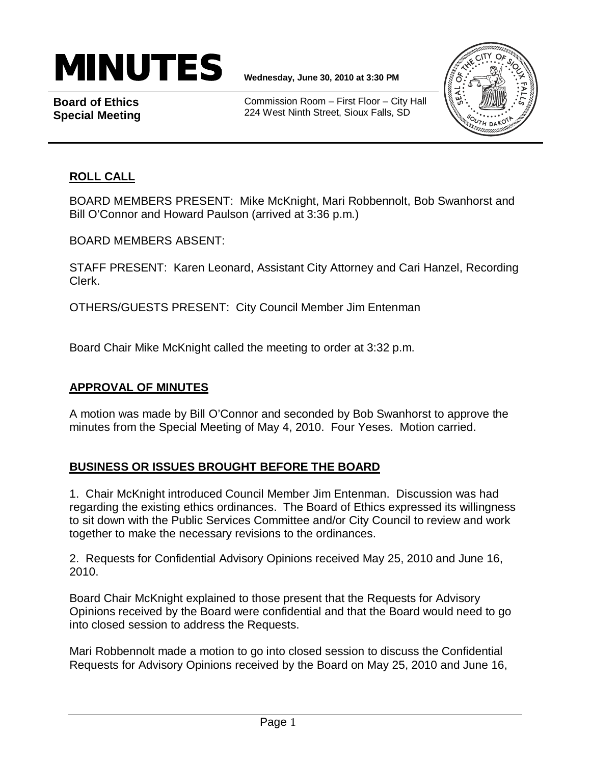# MINUTES

**Wednesday, June 30, 2010 at 3:30 PM**

**Board of Ethics Special Meeting**

Commission Room – First Floor – City Hall
224 West Ninth Street, Sioux Falls, SD

## ROLL CALL

BOARD MEMBERS PRESENT: Mike McKnight, Mari Robbennolt, Bob Swanhorst and Bill O'Connor and Howard Paulson (arrived at 3:36 p.m.)

BOARD MEMBERS ABSENT:

STAFF PRESENT: Karen Leonard, Assistant City Attorney and Cari Hanzel, Recording Clerk.

OTHERS/GUESTS PRESENT: City Council Member Jim Entenman

Board Chair Mike McKnight called the meeting to order at 3:32 p.m.

## APPROVAL OF MINUTES

A motion was made by Bill O'Connor and seconded by Bob Swanhorst to approve the minutes from the Special Meeting of May 4, 2010. Four Yeses. Motion carried.

## BUSINESS OR ISSUES BROUGHT BEFORE THE BOARD

1. Chair McKnight introduced Council Member Jim Entenman. Discussion was had regarding the existing ethics ordinances. The Board of Ethics expressed its willingness to sit down with the Public Services Committee and/or City Council to review and work together to make the necessary revisions to the ordinances.

2. Requests for Confidential Advisory Opinions received May 25, 2010 and June 16, 2010.

Board Chair McKnight explained to those present that the Requests for Advisory Opinions received by the Board were confidential and that the Board would need to go into closed session to address the Requests.

Mari Robbennolt made a motion to go into closed session to discuss the Confidential Requests for Advisory Opinions received by the Board on May 25, 2010 and June 16,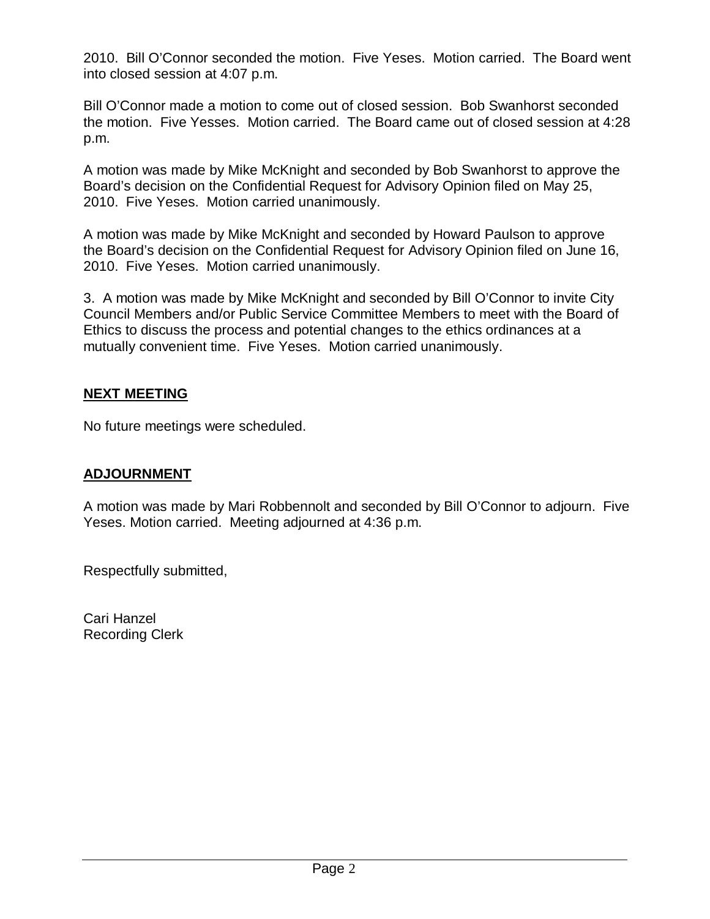2010. Bill O'Connor seconded the motion. Five Yeses. Motion carried. The Board went into closed session at 4:07 p.m.

Bill O'Connor made a motion to come out of closed session. Bob Swanhorst seconded the motion. Five Yesses. Motion carried. The Board came out of closed session at 4:28 p.m.

A motion was made by Mike McKnight and seconded by Bob Swanhorst to approve the Board's decision on the Confidential Request for Advisory Opinion filed on May 25, 2010. Five Yeses. Motion carried unanimously.

A motion was made by Mike McKnight and seconded by Howard Paulson to approve the Board's decision on the Confidential Request for Advisory Opinion filed on June 16, 2010. Five Yeses. Motion carried unanimously.

3. A motion was made by Mike McKnight and seconded by Bill O'Connor to invite City Council Members and/or Public Service Committee Members to meet with the Board of Ethics to discuss the process and potential changes to the ethics ordinances at a mutually convenient time. Five Yeses. Motion carried unanimously.

**NEXT MEETING**

No future meetings were scheduled.

**ADJOURNMENT**

A motion was made by Mari Robbennolt and seconded by Bill O'Connor to adjourn. Five Yeses. Motion carried. Meeting adjourned at 4:36 p.m.

Respectfully submitted,

Cari Hanzel
Recording Clerk